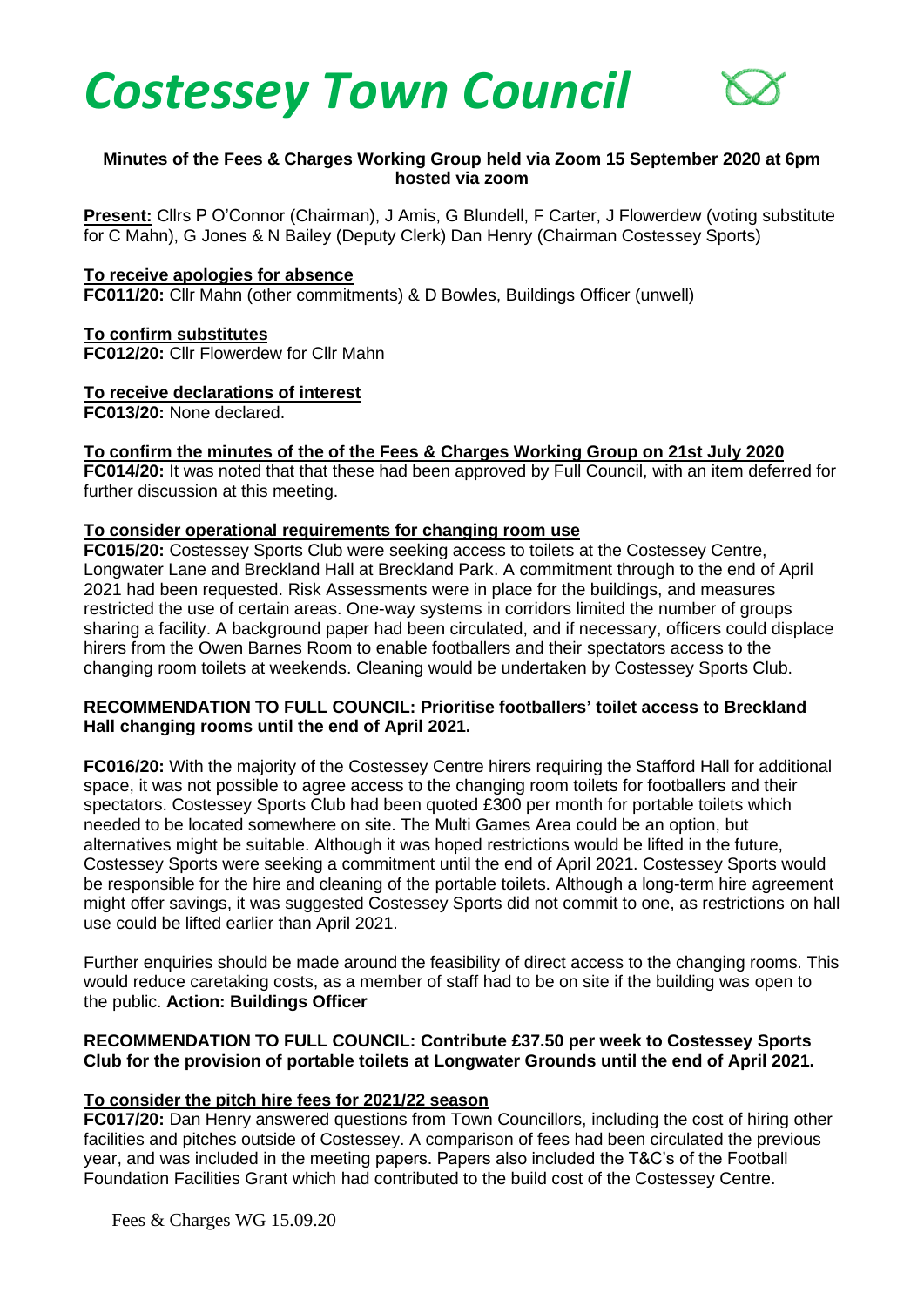# *Costessey Town Council*

**Minutes of the Fees & Charges Working Group held via Zoom 15 September 2020 at 6pm hosted via zoom**

**Present:** Cllrs P O'Connor (Chairman), J Amis, G Blundell, F Carter, J Flowerdew (voting substitute for C Mahn), G Jones & N Bailey (Deputy Clerk) Dan Henry (Chairman Costessey Sports)

**To receive apologies for absence**

**FC011/20:** Cllr Mahn (other commitments) & D Bowles, Buildings Officer (unwell)

**To confirm substitutes**

**FC012/20:** Cllr Flowerdew for Cllr Mahn

**To receive declarations of interest**

**FC013/20:** None declared.

**To confirm the minutes of the of the Fees & Charges Working Group on 21st July 2020**

**FC014/20:** It was noted that that these had been approved by Full Council, with an item deferred for further discussion at this meeting.

**To consider operational requirements for changing room use**

**FC015/20:** Costessey Sports Club were seeking access to toilets at the Costessey Centre, Longwater Lane and Breckland Hall at Breckland Park. A commitment through to the end of April 2021 had been requested. Risk Assessments were in place for the buildings, and measures restricted the use of certain areas. One-way systems in corridors limited the number of groups sharing a facility. A background paper had been circulated, and if necessary, officers could displace hirers from the Owen Barnes Room to enable footballers and their spectators access to the changing room toilets at weekends. Cleaning would be undertaken by Costessey Sports Club.

**RECOMMENDATION TO FULL COUNCIL: Prioritise footballers' toilet access to Breckland Hall changing rooms until the end of April 2021.**

**FC016/20:** With the majority of the Costessey Centre hirers requiring the Stafford Hall for additional space, it was not possible to agree access to the changing room toilets for footballers and their spectators. Costessey Sports Club had been quoted £300 per month for portable toilets which needed to be located somewhere on site. The Multi Games Area could be an option, but alternatives might be suitable. Although it was hoped restrictions would be lifted in the future, Costessey Sports were seeking a commitment until the end of April 2021. Costessey Sports would be responsible for the hire and cleaning of the portable toilets. Although a long-term hire agreement might offer savings, it was suggested Costessey Sports did not commit to one, as restrictions on hall use could be lifted earlier than April 2021.

Further enquiries should be made around the feasibility of direct access to the changing rooms. This would reduce caretaking costs, as a member of staff had to be on site if the building was open to the public. **Action: Buildings Officer**

**RECOMMENDATION TO FULL COUNCIL: Contribute £37.50 per week to Costessey Sports Club for the provision of portable toilets at Longwater Grounds until the end of April 2021.**

**To consider the pitch hire fees for 2021/22 season**

**FC017/20:** Dan Henry answered questions from Town Councillors, including the cost of hiring other facilities and pitches outside of Costessey. A comparison of fees had been circulated the previous year, and was included in the meeting papers. Papers also included the T&C's of the Football Foundation Facilities Grant which had contributed to the build cost of the Costessey Centre.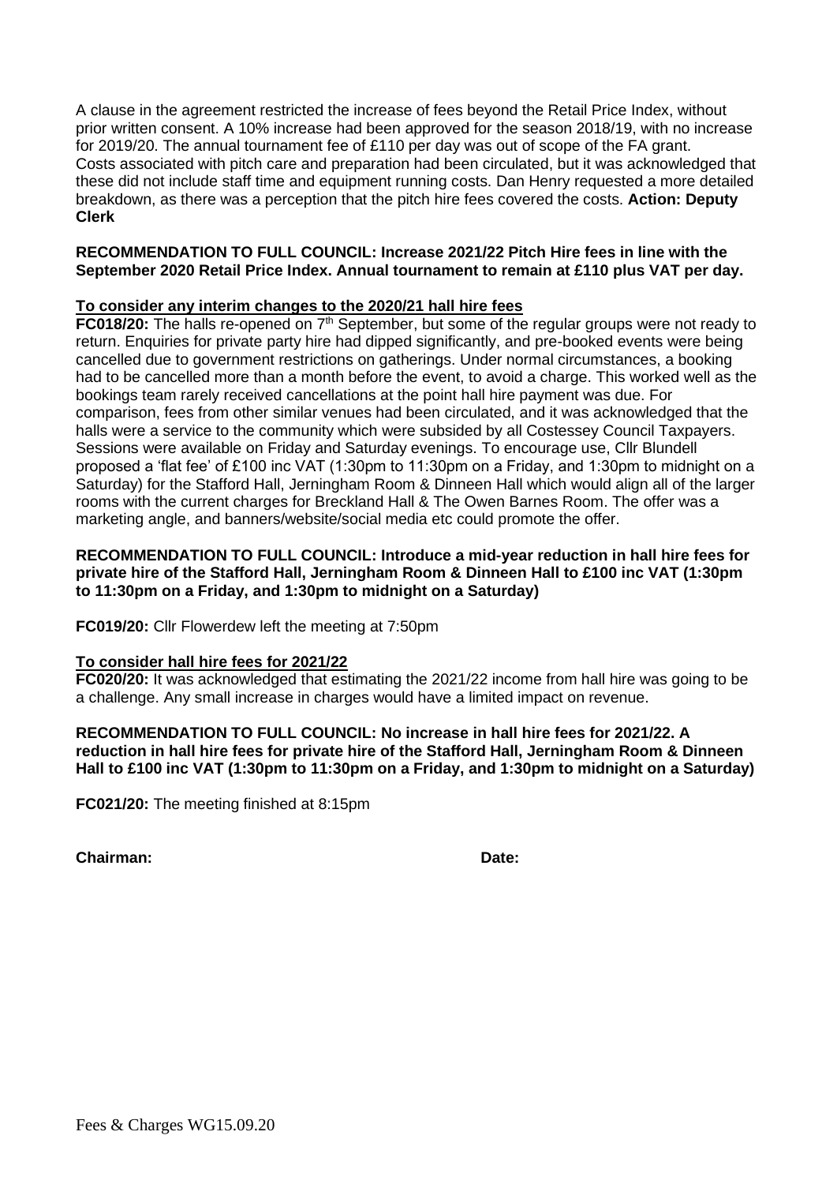A clause in the agreement restricted the increase of fees beyond the Retail Price Index, without prior written consent. A 10% increase had been approved for the season 2018/19, with no increase for 2019/20. The annual tournament fee of £110 per day was out of scope of the FA grant. Costs associated with pitch care and preparation had been circulated, but it was acknowledged that these did not include staff time and equipment running costs. Dan Henry requested a more detailed breakdown, as there was a perception that the pitch hire fees covered the costs. **Action: Deputy Clerk**

**RECOMMENDATION TO FULL COUNCIL: Increase 2021/22 Pitch Hire fees in line with the September 2020 Retail Price Index. Annual tournament to remain at £110 plus VAT per day.**

**To consider any interim changes to the 2020/21 hall hire fees**

**FC018/20:** The halls re-opened on 7th September, but some of the regular groups were not ready to return. Enquiries for private party hire had dipped significantly, and pre-booked events were being cancelled due to government restrictions on gatherings. Under normal circumstances, a booking had to be cancelled more than a month before the event, to avoid a charge. This worked well as the bookings team rarely received cancellations at the point hall hire payment was due. For comparison, fees from other similar venues had been circulated, and it was acknowledged that the halls were a service to the community which were subsided by all Costessey Council Taxpayers. Sessions were available on Friday and Saturday evenings. To encourage use, Cllr Blundell proposed a 'flat fee' of £100 inc VAT (1:30pm to 11:30pm on a Friday, and 1:30pm to midnight on a Saturday) for the Stafford Hall, Jerningham Room & Dinneen Hall which would align all of the larger rooms with the current charges for Breckland Hall & The Owen Barnes Room. The offer was a marketing angle, and banners/website/social media etc could promote the offer.

**RECOMMENDATION TO FULL COUNCIL: Introduce a mid-year reduction in hall hire fees for private hire of the Stafford Hall, Jerningham Room & Dinneen Hall to £100 inc VAT (1:30pm to 11:30pm on a Friday, and 1:30pm to midnight on a Saturday)**

**FC019/20:** Cllr Flowerdew left the meeting at 7:50pm

**To consider hall hire fees for 2021/22**

**FC020/20:** It was acknowledged that estimating the 2021/22 income from hall hire was going to be a challenge. Any small increase in charges would have a limited impact on revenue.

**RECOMMENDATION TO FULL COUNCIL: No increase in hall hire fees for 2021/22. A reduction in hall hire fees for private hire of the Stafford Hall, Jerningham Room & Dinneen Hall to £100 inc VAT (1:30pm to 11:30pm on a Friday, and 1:30pm to midnight on a Saturday)**

**FC021/20:** The meeting finished at 8:15pm

**Chairman:** **Date:**